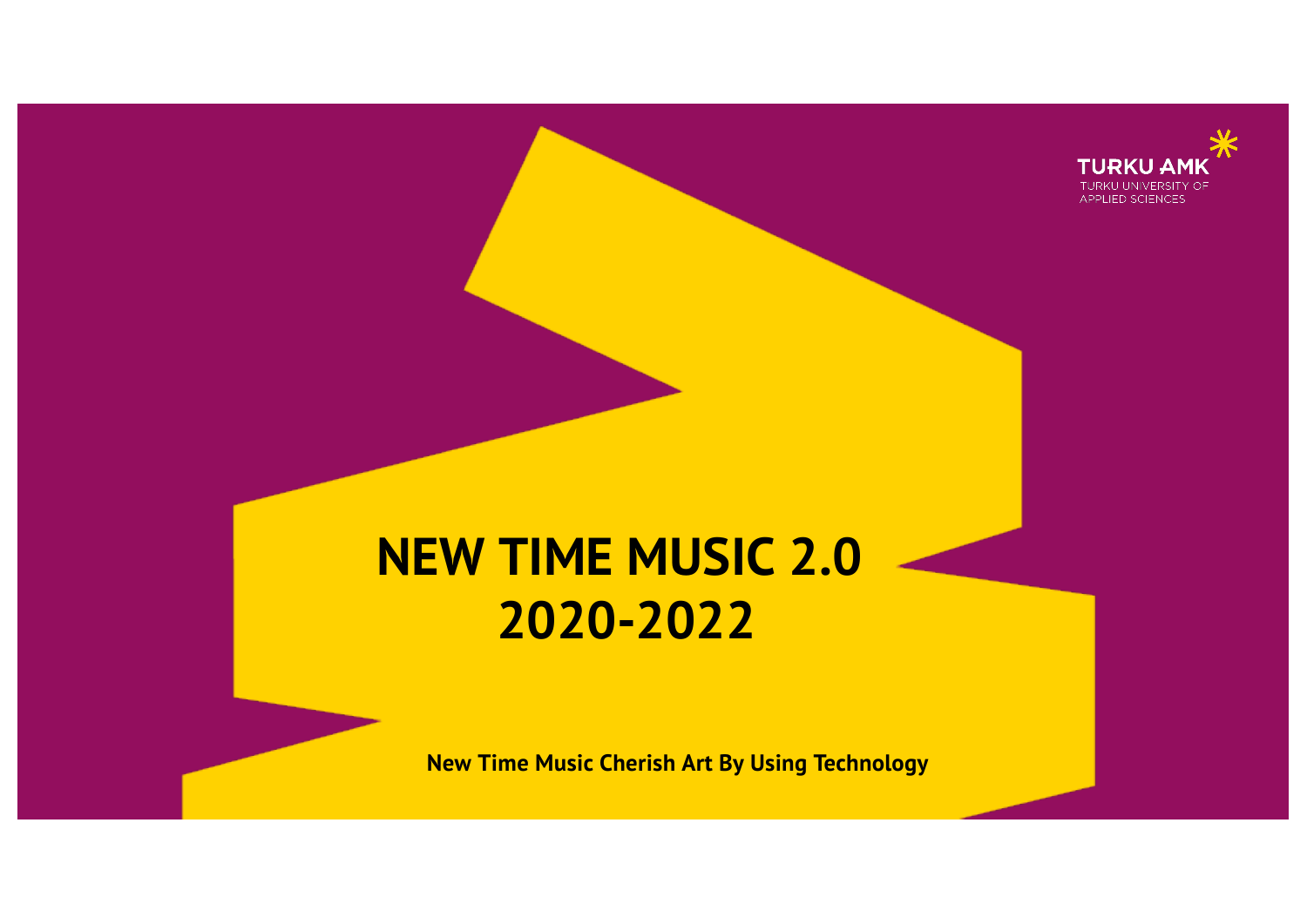TURKU AMK
TURKU UNIVERSITY OF APPLIED SCIENCES

# NEW TIME MUSIC 2.0
# 2020-2022

**New Time Music Cherish Art By Using Technology**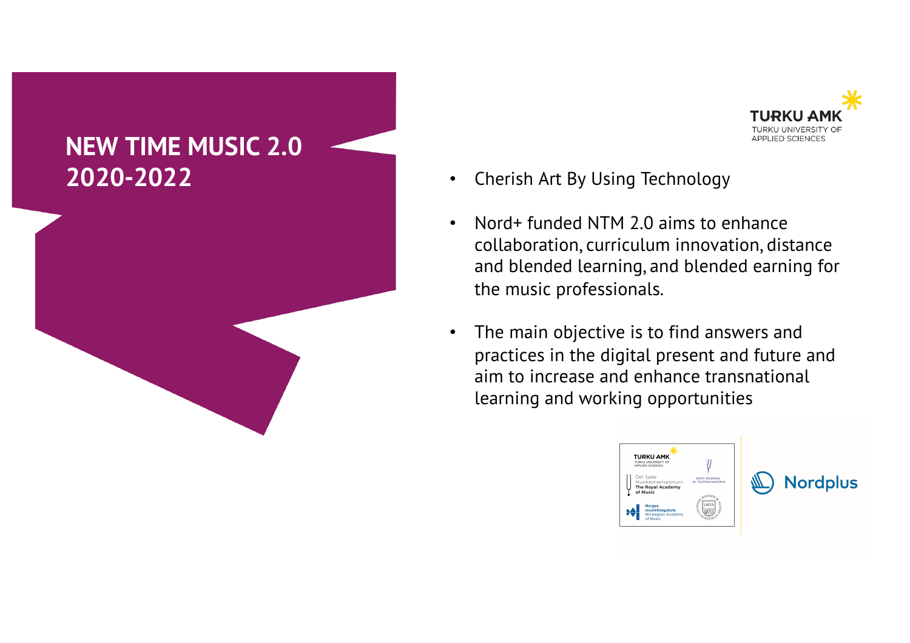# NEW TIME MUSIC 2.0 2020-2022

- Cherish Art By Using Technology
- Nord+ funded NTM 2.0 aims to enhance collaboration, curriculum innovation, distance and blended learning, and blended earning for the music professionals.
- The main objective is to find answers and practices in the digital present and future and aim to increase and enhance transnational learning and working opportunities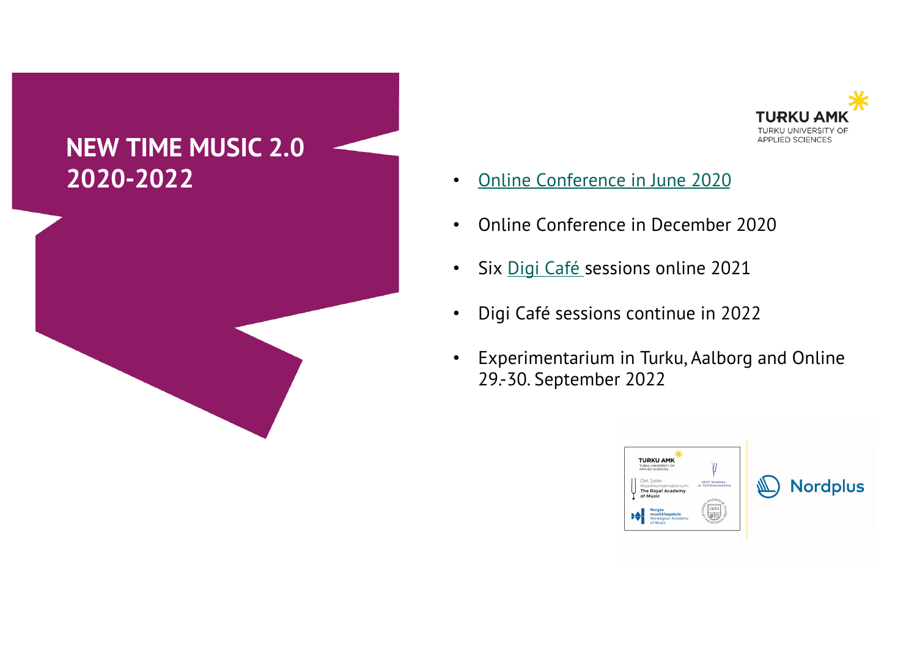# NEW TIME MUSIC 2.0 2020-2022

- Online Conference in June 2020
- Online Conference in December 2020
- Six Digi Café sessions online 2021
- Digi Café sessions continue in 2022
- Experimentarium in Turku, Aalborg and Online 29.-30. September 2022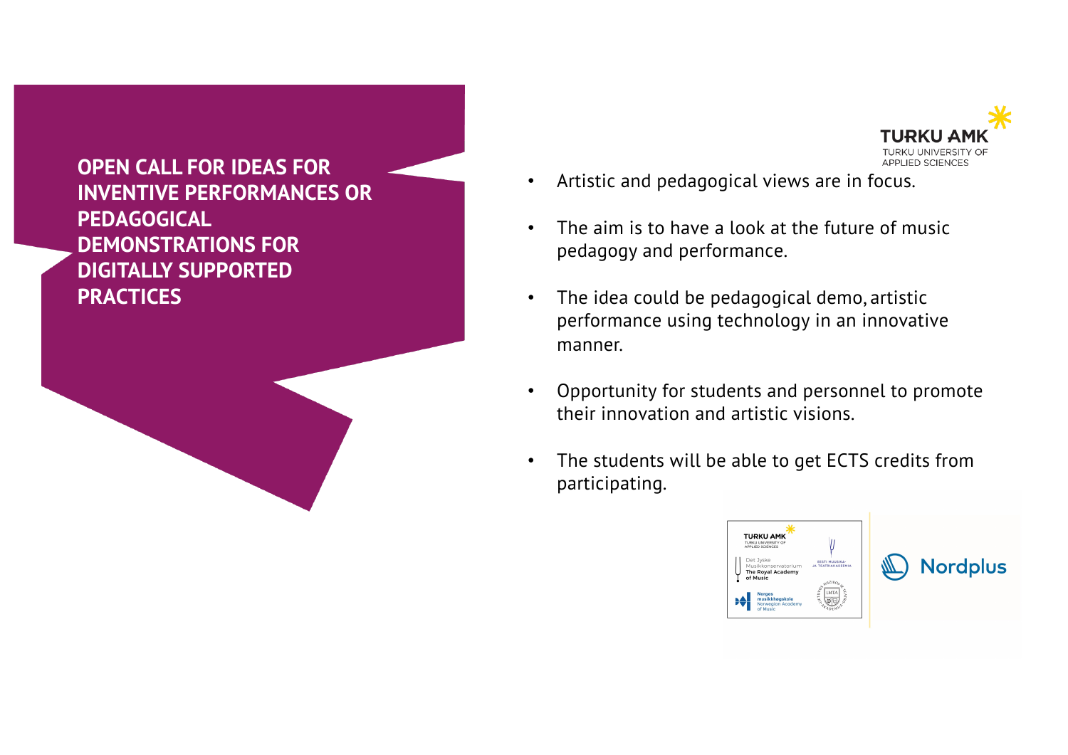# OPEN CALL FOR IDEAS FOR INVENTIVE PERFORMANCES OR PEDAGOGICAL DEMONSTRATIONS FOR DIGITALLY SUPPORTED PRACTICES

- Artistic and pedagogical views are in focus.
- The aim is to have a look at the future of music pedagogy and performance.
- The idea could be pedagogical demo, artistic performance using technology in an innovative manner.
- Opportunity for students and personnel to promote their innovation and artistic visions.
- The students will be able to get ECTS credits from participating.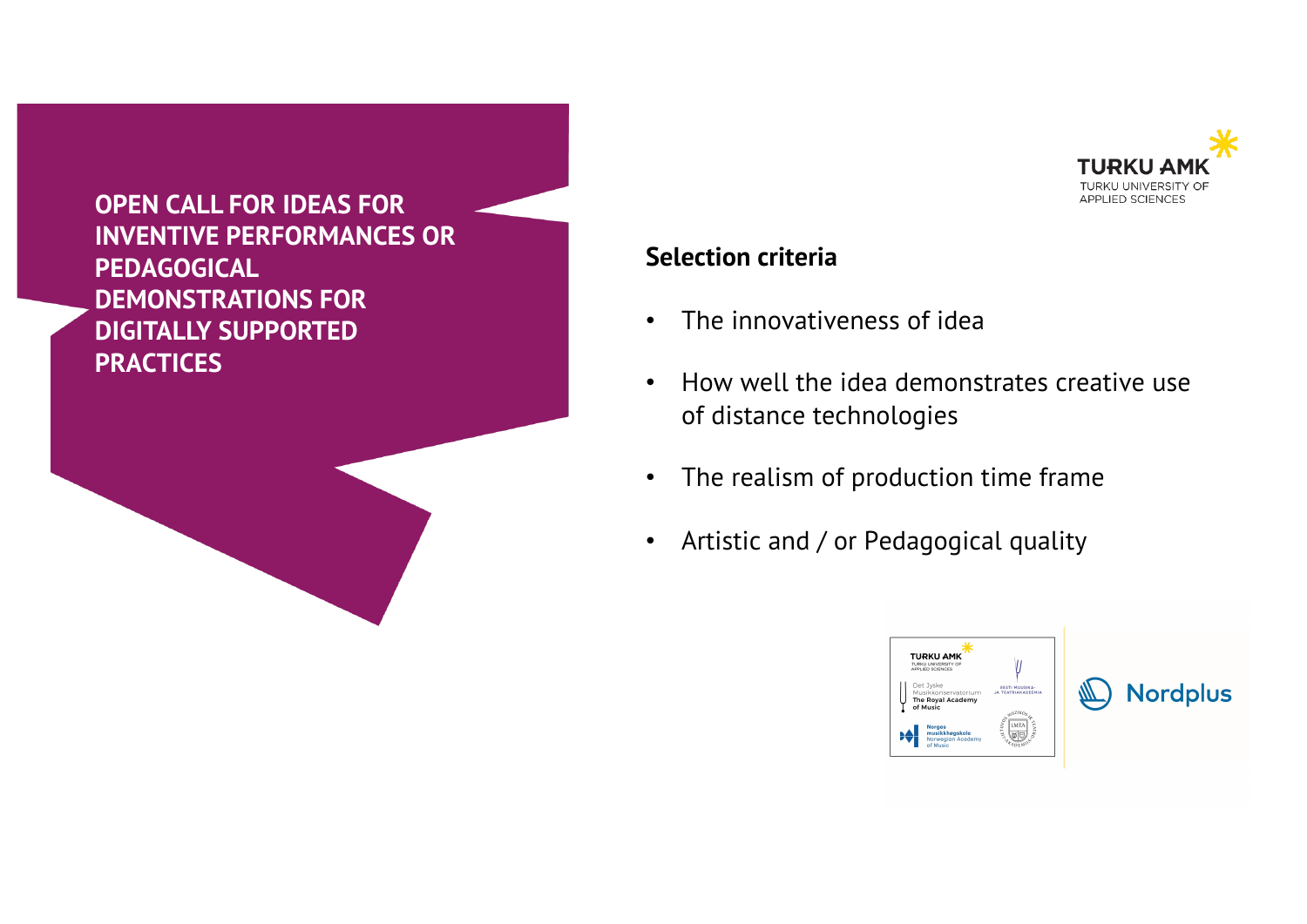# OPEN CALL FOR IDEAS FOR INVENTIVE PERFORMANCES OR PEDAGOGICAL DEMONSTRATIONS FOR DIGITALLY SUPPORTED PRACTICES

## Selection criteria

- The innovativeness of idea
- How well the idea demonstrates creative use of distance technologies
- The realism of production time frame
- Artistic and / or Pedagogical quality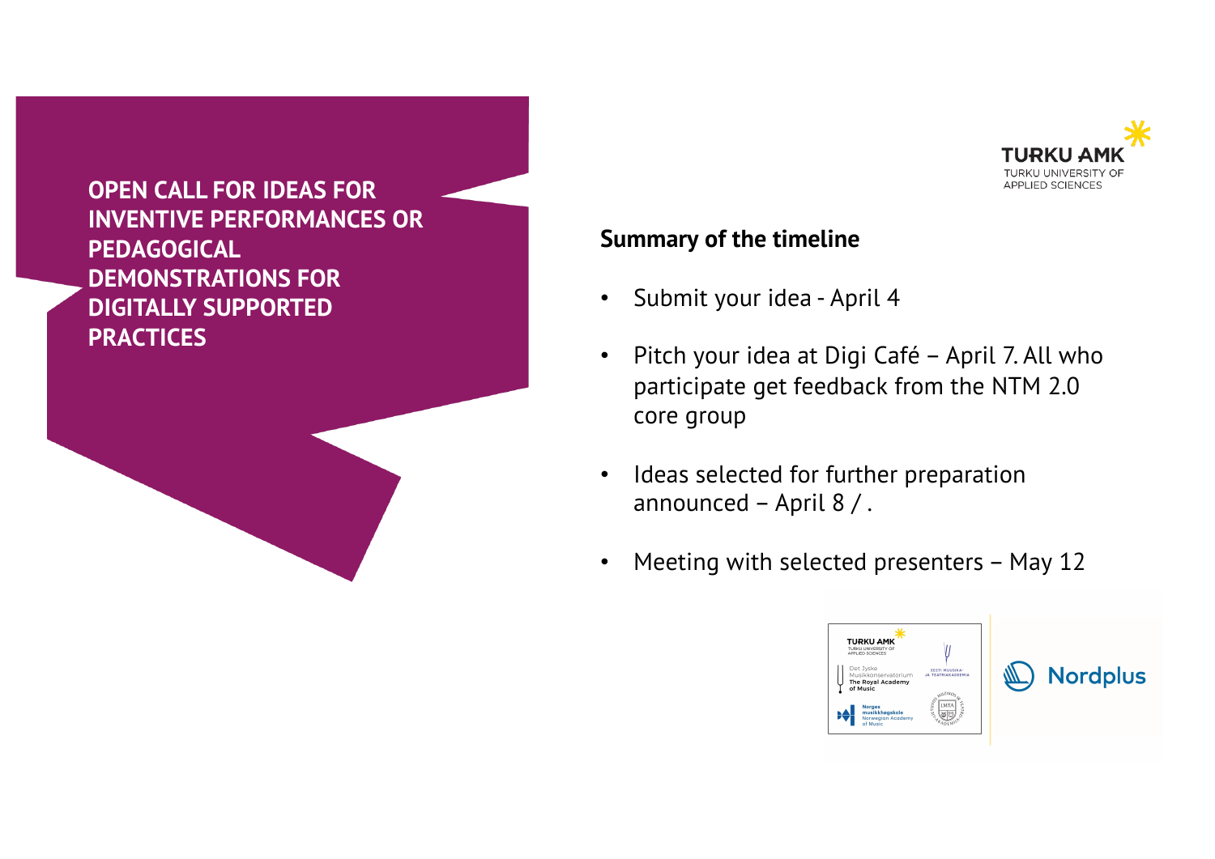**OPEN CALL FOR IDEAS FOR INVENTIVE PERFORMANCES OR PEDAGOGICAL DEMONSTRATIONS FOR DIGITALLY SUPPORTED PRACTICES**

## Summary of the timeline

- Submit your idea - April 4
- Pitch your idea at Digi Café – April 7. All who participate get feedback from the NTM 2.0 core group
- Ideas selected for further preparation announced – April 8 / .
- Meeting with selected presenters – May 12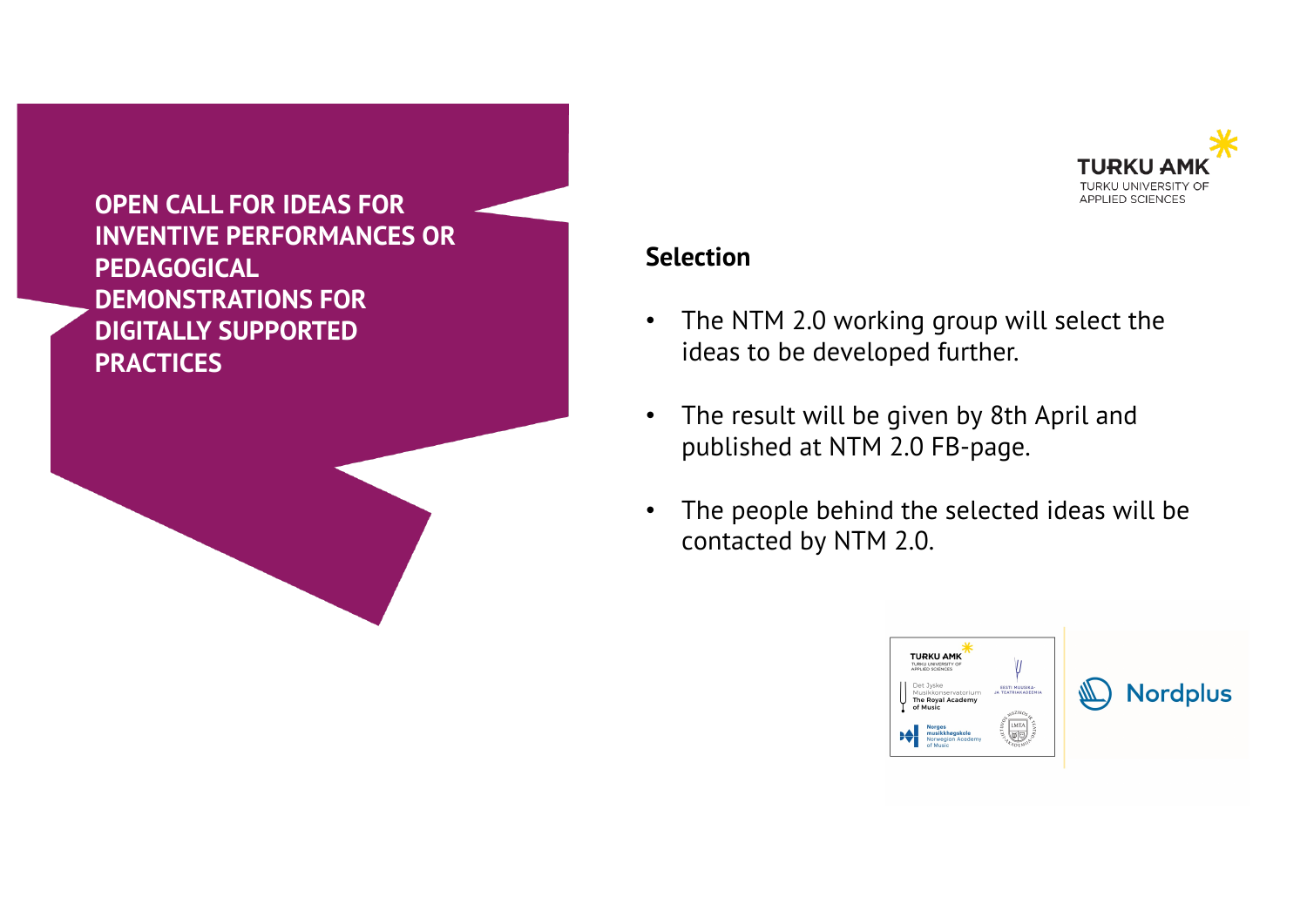# OPEN CALL FOR IDEAS FOR INVENTIVE PERFORMANCES OR PEDAGOGICAL DEMONSTRATIONS FOR DIGITALLY SUPPORTED PRACTICES

## Selection

- The NTM 2.0 working group will select the ideas to be developed further.
- The result will be given by 8th April and published at NTM 2.0 FB-page.
- The people behind the selected ideas will be contacted by NTM 2.0.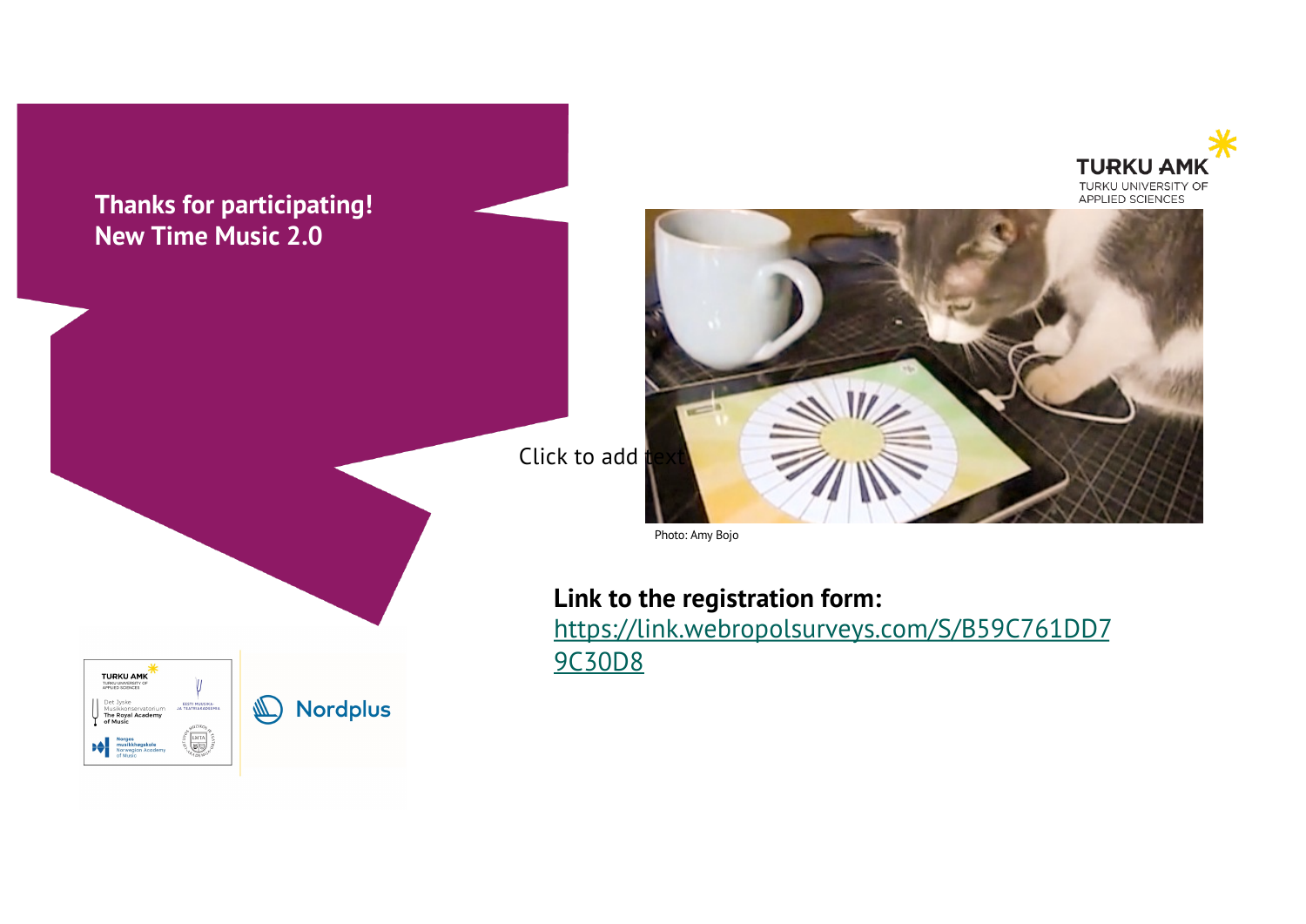**Thanks for participating!**
**New Time Music 2.0**

Click to add text

Photo: Amy Bojo

**Link to the registration form:**
https://link.webropolsurveys.com/S/B59C761DD79C30D8